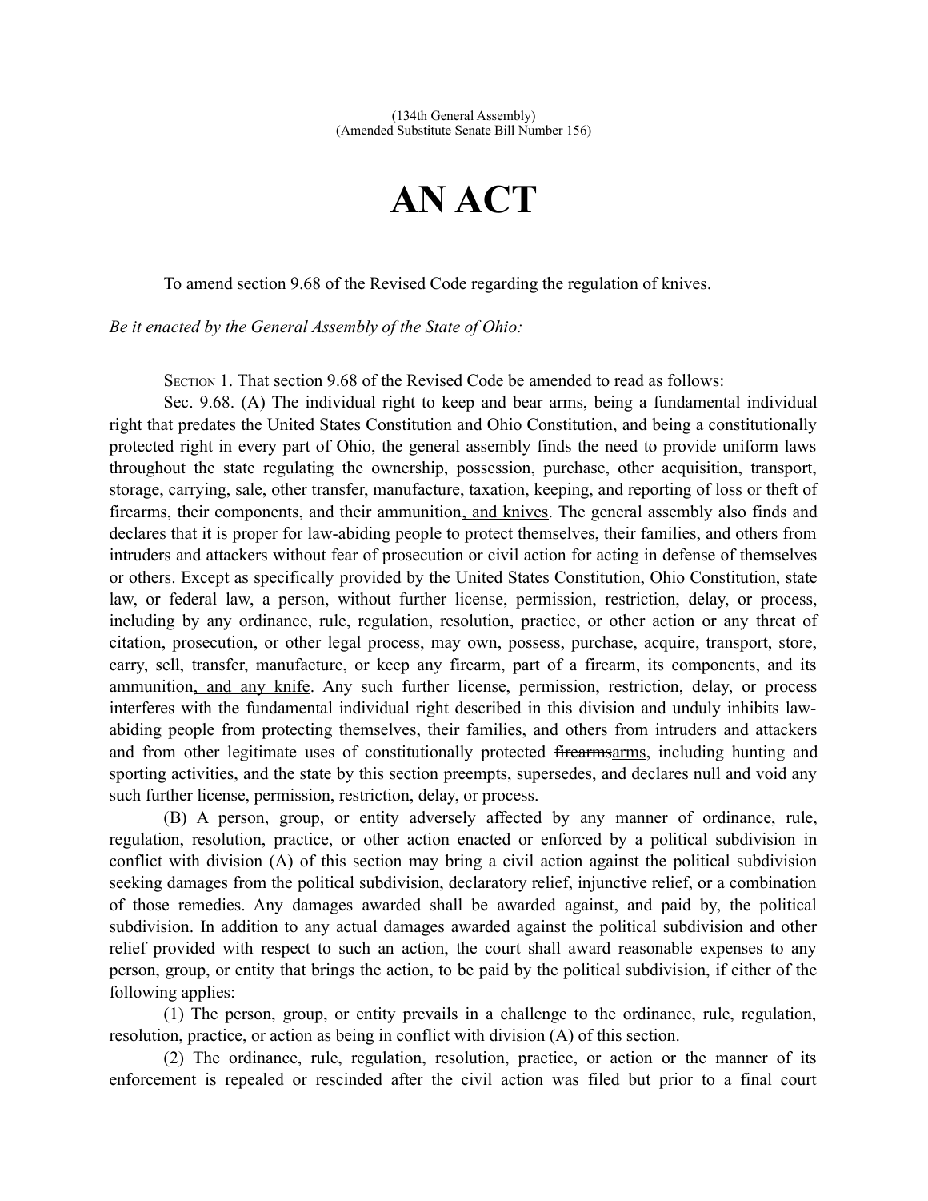(134th General Assembly)
(Amended Substitute Senate Bill Number 156)

# AN ACT

To amend section 9.68 of the Revised Code regarding the regulation of knives.

*Be it enacted by the General Assembly of the State of Ohio:*

SECTION 1. That section 9.68 of the Revised Code be amended to read as follows:

Sec. 9.68. (A) The individual right to keep and bear arms, being a fundamental individual right that predates the United States Constitution and Ohio Constitution, and being a constitutionally protected right in every part of Ohio, the general assembly finds the need to provide uniform laws throughout the state regulating the ownership, possession, purchase, other acquisition, transport, storage, carrying, sale, other transfer, manufacture, taxation, keeping, and reporting of loss or theft of firearms, their components, and their ammunition<u>, and knives</u>. The general assembly also finds and declares that it is proper for law-abiding people to protect themselves, their families, and others from intruders and attackers without fear of prosecution or civil action for acting in defense of themselves or others. Except as specifically provided by the United States Constitution, Ohio Constitution, state law, or federal law, a person, without further license, permission, restriction, delay, or process, including by any ordinance, rule, regulation, resolution, practice, or other action or any threat of citation, prosecution, or other legal process, may own, possess, purchase, acquire, transport, store, carry, sell, transfer, manufacture, or keep any firearm, part of a firearm, its components, and its ammunition<u>, and any knife</u>. Any such further license, permission, restriction, delay, or process interferes with the fundamental individual right described in this division and unduly inhibits law-abiding people from protecting themselves, their families, and others from intruders and attackers and from other legitimate uses of constitutionally protected ~~firearms~~<u>arms</u>, including hunting and sporting activities, and the state by this section preempts, supersedes, and declares null and void any such further license, permission, restriction, delay, or process.

(B) A person, group, or entity adversely affected by any manner of ordinance, rule, regulation, resolution, practice, or other action enacted or enforced by a political subdivision in conflict with division (A) of this section may bring a civil action against the political subdivision seeking damages from the political subdivision, declaratory relief, injunctive relief, or a combination of those remedies. Any damages awarded shall be awarded against, and paid by, the political subdivision. In addition to any actual damages awarded against the political subdivision and other relief provided with respect to such an action, the court shall award reasonable expenses to any person, group, or entity that brings the action, to be paid by the political subdivision, if either of the following applies:

(1) The person, group, or entity prevails in a challenge to the ordinance, rule, regulation, resolution, practice, or action as being in conflict with division (A) of this section.

(2) The ordinance, rule, regulation, resolution, practice, or action or the manner of its enforcement is repealed or rescinded after the civil action was filed but prior to a final court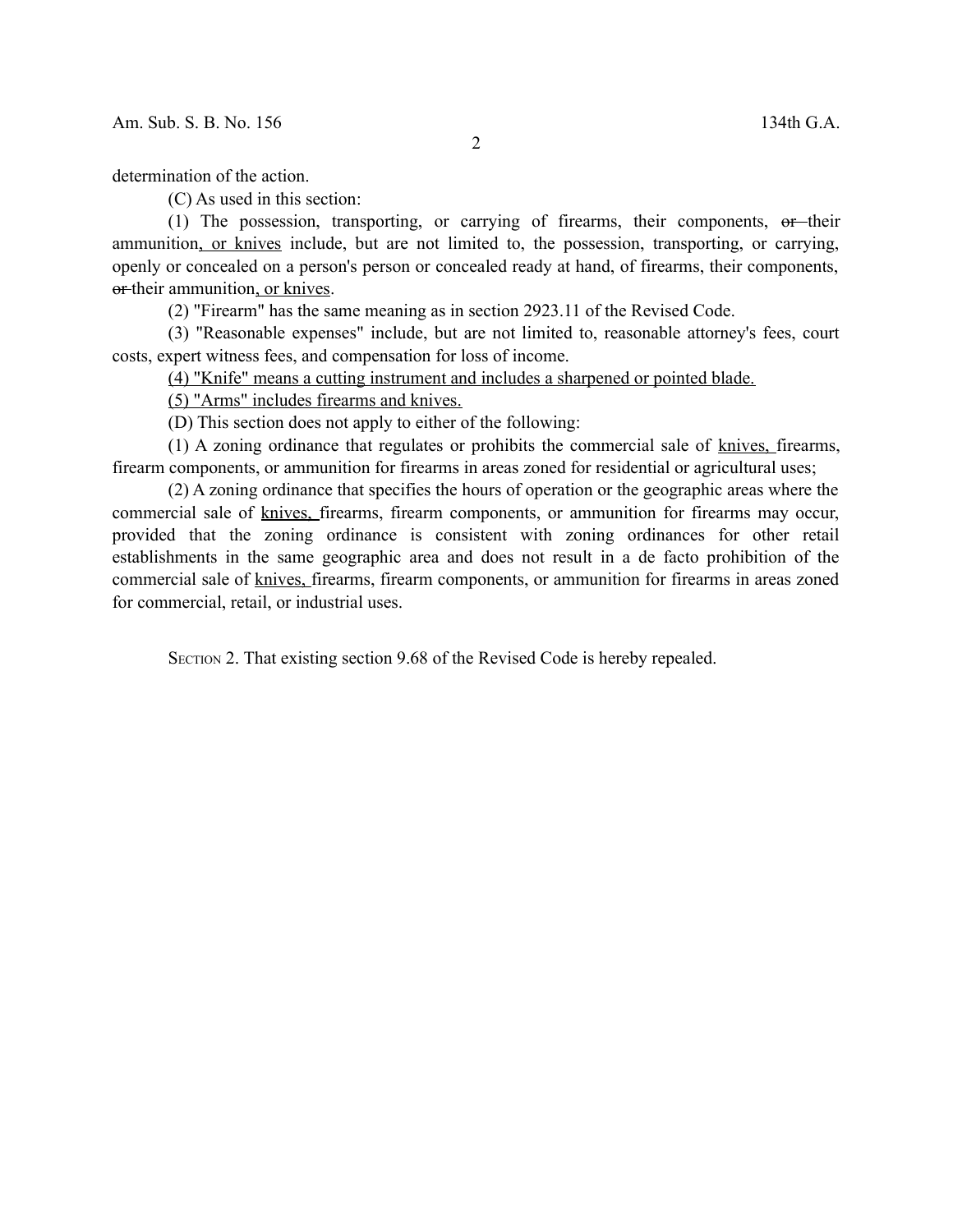determination of the action.

(C) As used in this section:

(1) The possession, transporting, or carrying of firearms, their components, ~~or~~ their ammunition<u>, or knives</u> include, but are not limited to, the possession, transporting, or carrying, openly or concealed on a person's person or concealed ready at hand, of firearms, their components, ~~or~~ their ammunition<u>, or knives</u>.

(2) "Firearm" has the same meaning as in section 2923.11 of the Revised Code.

(3) "Reasonable expenses" include, but are not limited to, reasonable attorney's fees, court costs, expert witness fees, and compensation for loss of income.

<u>(4) "Knife" means a cutting instrument and includes a sharpened or pointed blade.</u>

<u>(5) "Arms" includes firearms and knives.</u>

(D) This section does not apply to either of the following:

(1) A zoning ordinance that regulates or prohibits the commercial sale of <u>knives,</u> firearms, firearm components, or ammunition for firearms in areas zoned for residential or agricultural uses;

(2) A zoning ordinance that specifies the hours of operation or the geographic areas where the commercial sale of <u>knives,</u> firearms, firearm components, or ammunition for firearms may occur, provided that the zoning ordinance is consistent with zoning ordinances for other retail establishments in the same geographic area and does not result in a de facto prohibition of the commercial sale of <u>knives,</u> firearms, firearm components, or ammunition for firearms in areas zoned for commercial, retail, or industrial uses.

SECTION 2. That existing section 9.68 of the Revised Code is hereby repealed.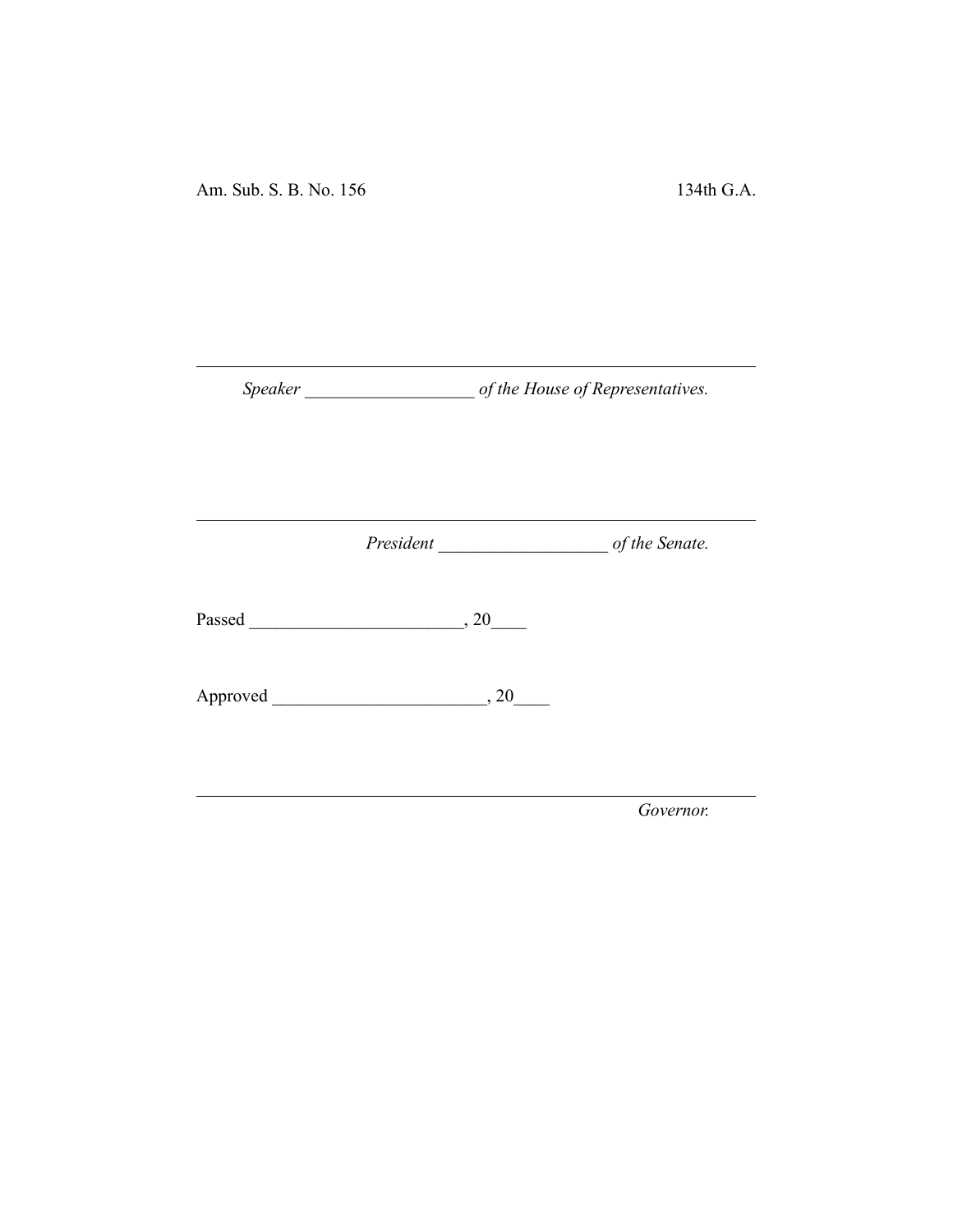Am. Sub. S. B. No. 156 134th G.A.

---

*Speaker* ___________________ *of the House of Representatives.*

---

*President* ___________________ *of the Senate.*

Passed ________________________, 20____

Approved ________________________, 20____

---

*Governor.*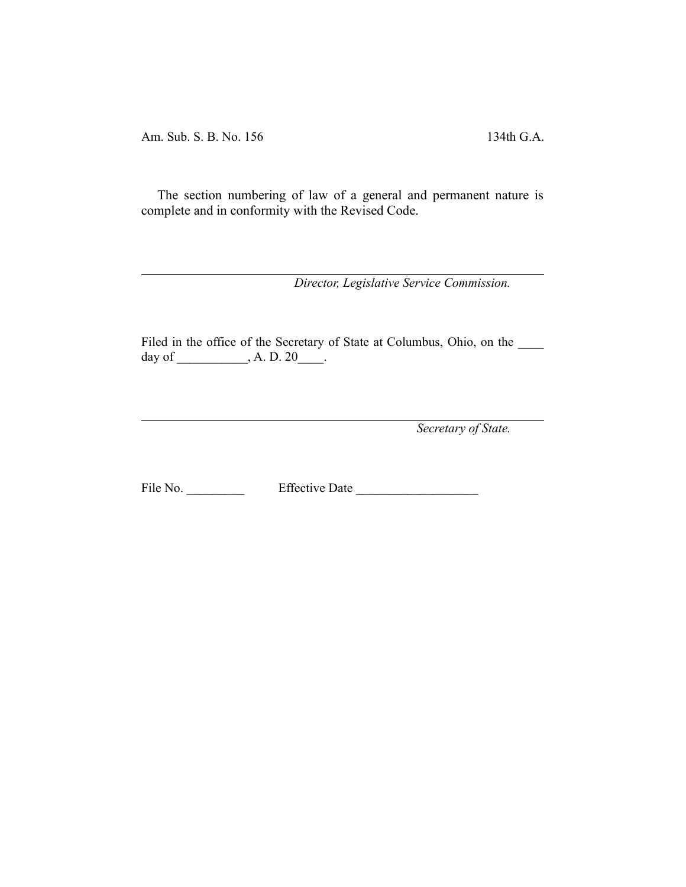Am. Sub. S. B. No. 156 134th G.A.

The section numbering of law of a general and permanent nature is complete and in conformity with the Revised Code.

\_\_\_\_\_\_\_\_\_\_\_\_\_\_\_\_\_\_\_\_\_\_\_\_\_\_\_\_\_\_\_\_\_\_\_\_\_\_\_\_\_\_\_\_\_\_\_\_\_\_\_\_\_\_\_\_\_\_\_\_

*Director, Legislative Service Commission.*

Filed in the office of the Secretary of State at Columbus, Ohio, on the \_\_\_\_ day of \_\_\_\_\_\_\_\_\_\_\_, A. D. 20\_\_\_\_.

\_\_\_\_\_\_\_\_\_\_\_\_\_\_\_\_\_\_\_\_\_\_\_\_\_\_\_\_\_\_\_\_\_\_\_\_\_\_\_\_\_\_\_\_\_\_\_\_\_\_\_\_\_\_\_\_\_\_\_\_

*Secretary of State.*

File No. \_\_\_\_\_\_\_\_\_ Effective Date \_\_\_\_\_\_\_\_\_\_\_\_\_\_\_\_\_\_\_